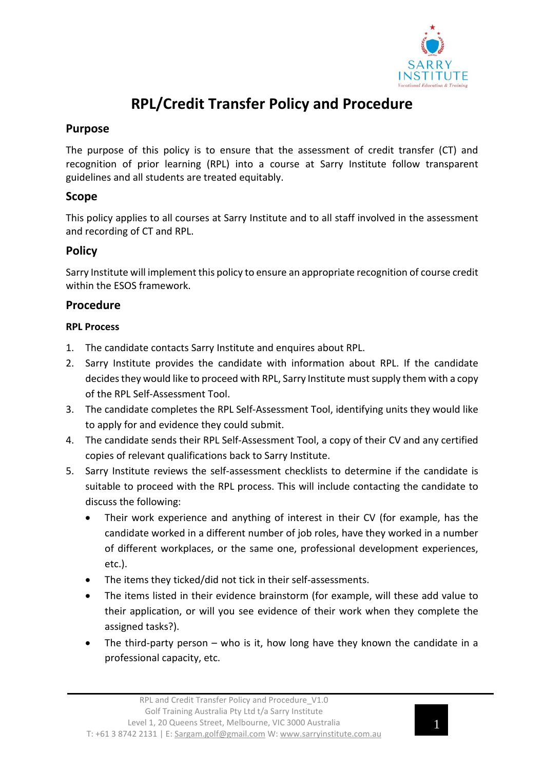# RPL/Credit Transfer Policy and Procedure

## Purpose

The purpose of this policy is to ensure that the assessment of credit transfer (CT) and recognition of prior learning (RPL) into a course at Sarry Institute follow transparent guidelines and all students are treated equitably.

## Scope

This policy applies to all courses at Sarry Institute and to all staff involved in the assessment and recording of CT and RPL.

## Policy

Sarry Institute will implement this policy to ensure an appropriate recognition of course credit within the ESOS framework.

## Procedure

### RPL Process

1. The candidate contacts Sarry Institute and enquires about RPL.
2. Sarry Institute provides the candidate with information about RPL. If the candidate decides they would like to proceed with RPL, Sarry Institute must supply them with a copy of the RPL Self-Assessment Tool.
3. The candidate completes the RPL Self-Assessment Tool, identifying units they would like to apply for and evidence they could submit.
4. The candidate sends their RPL Self-Assessment Tool, a copy of their CV and any certified copies of relevant qualifications back to Sarry Institute.
5. Sarry Institute reviews the self-assessment checklists to determine if the candidate is suitable to proceed with the RPL process. This will include contacting the candidate to discuss the following:
   - Their work experience and anything of interest in their CV (for example, has the candidate worked in a different number of job roles, have they worked in a number of different workplaces, or the same one, professional development experiences, etc.).
   - The items they ticked/did not tick in their self-assessments.
   - The items listed in their evidence brainstorm (for example, will these add value to their application, or will you see evidence of their work when they complete the assigned tasks?).
   - The third-party person – who is it, how long have they known the candidate in a professional capacity, etc.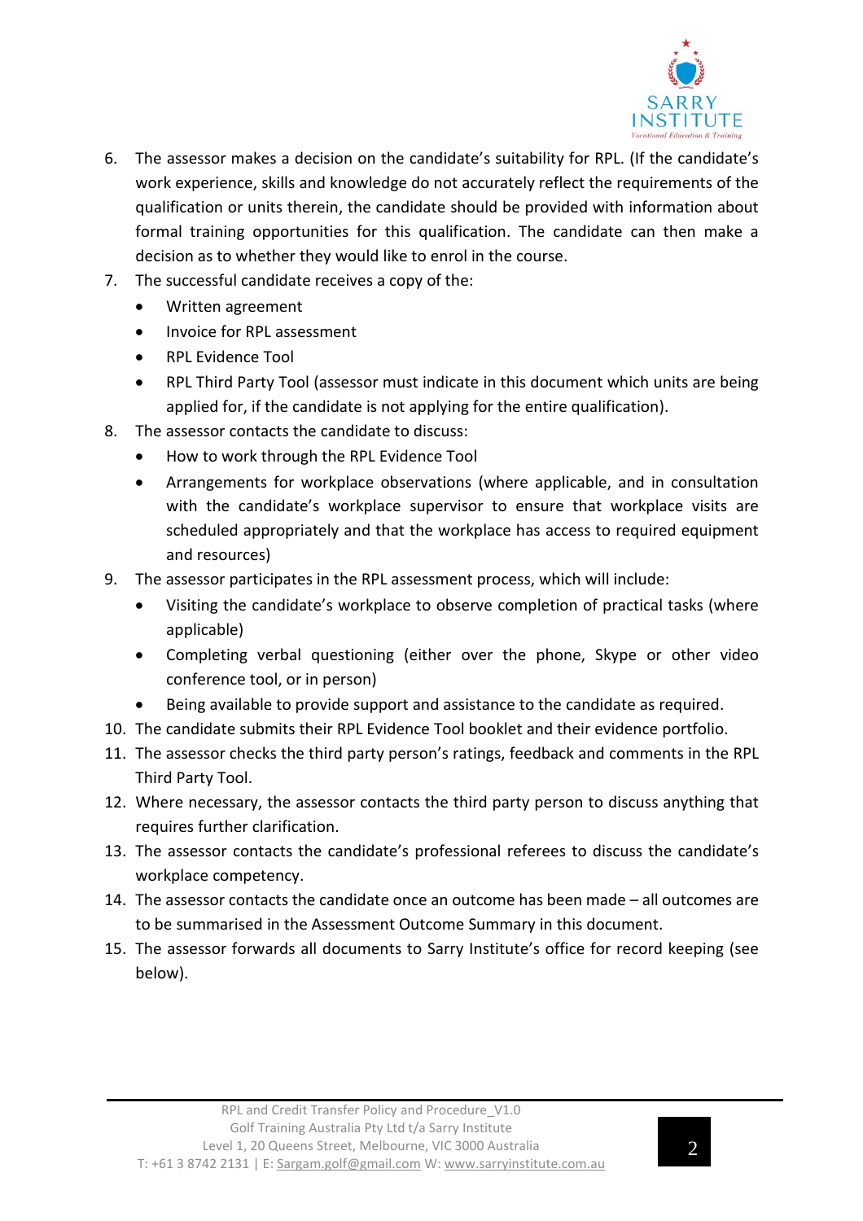6. The assessor makes a decision on the candidate's suitability for RPL. (If the candidate's work experience, skills and knowledge do not accurately reflect the requirements of the qualification or units therein, the candidate should be provided with information about formal training opportunities for this qualification. The candidate can then make a decision as to whether they would like to enrol in the course.
7. The successful candidate receives a copy of the:
   - Written agreement
   - Invoice for RPL assessment
   - RPL Evidence Tool
   - RPL Third Party Tool (assessor must indicate in this document which units are being applied for, if the candidate is not applying for the entire qualification).
8. The assessor contacts the candidate to discuss:
   - How to work through the RPL Evidence Tool
   - Arrangements for workplace observations (where applicable, and in consultation with the candidate's workplace supervisor to ensure that workplace visits are scheduled appropriately and that the workplace has access to required equipment and resources)
9. The assessor participates in the RPL assessment process, which will include:
   - Visiting the candidate's workplace to observe completion of practical tasks (where applicable)
   - Completing verbal questioning (either over the phone, Skype or other video conference tool, or in person)
   - Being available to provide support and assistance to the candidate as required.
10. The candidate submits their RPL Evidence Tool booklet and their evidence portfolio.
11. The assessor checks the third party person's ratings, feedback and comments in the RPL Third Party Tool.
12. Where necessary, the assessor contacts the third party person to discuss anything that requires further clarification.
13. The assessor contacts the candidate's professional referees to discuss the candidate's workplace competency.
14. The assessor contacts the candidate once an outcome has been made – all outcomes are to be summarised in the Assessment Outcome Summary in this document.
15. The assessor forwards all documents to Sarry Institute's office for record keeping (see below).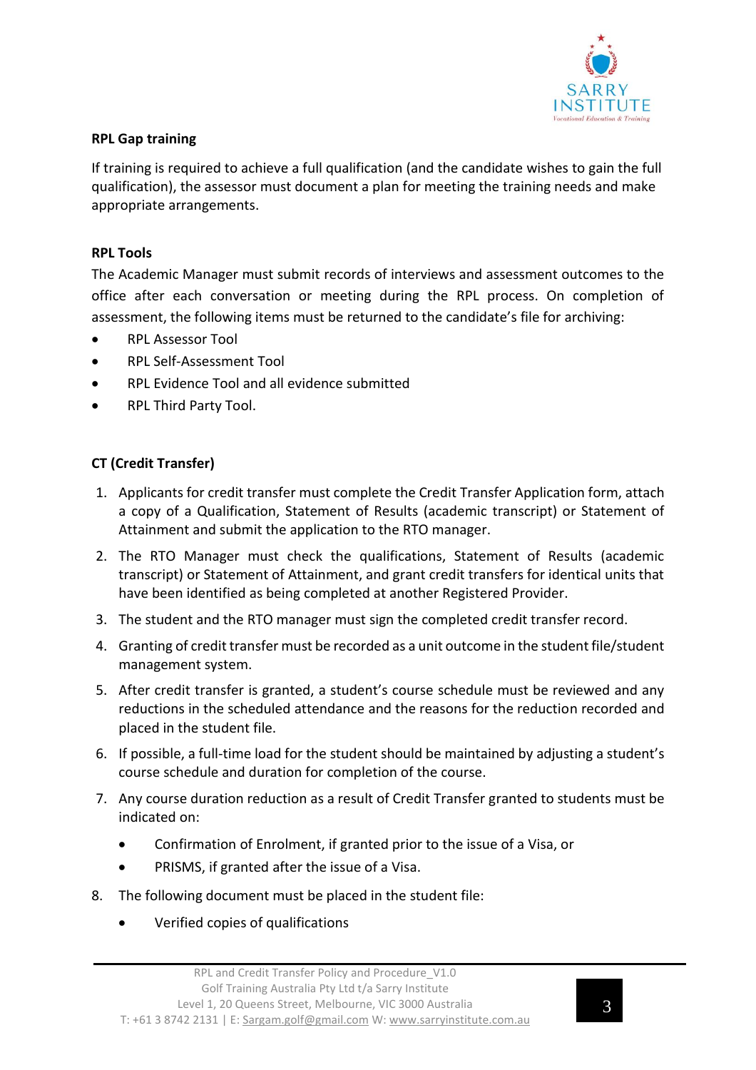**RPL Gap training**

If training is required to achieve a full qualification (and the candidate wishes to gain the full qualification), the assessor must document a plan for meeting the training needs and make appropriate arrangements.

**RPL Tools**

The Academic Manager must submit records of interviews and assessment outcomes to the office after each conversation or meeting during the RPL process. On completion of assessment, the following items must be returned to the candidate's file for archiving:

- RPL Assessor Tool
- RPL Self-Assessment Tool
- RPL Evidence Tool and all evidence submitted
- RPL Third Party Tool.

**CT (Credit Transfer)**

1. Applicants for credit transfer must complete the Credit Transfer Application form, attach a copy of a Qualification, Statement of Results (academic transcript) or Statement of Attainment and submit the application to the RTO manager.
2. The RTO Manager must check the qualifications, Statement of Results (academic transcript) or Statement of Attainment, and grant credit transfers for identical units that have been identified as being completed at another Registered Provider.
3. The student and the RTO manager must sign the completed credit transfer record.
4. Granting of credit transfer must be recorded as a unit outcome in the student file/student management system.
5. After credit transfer is granted, a student's course schedule must be reviewed and any reductions in the scheduled attendance and the reasons for the reduction recorded and placed in the student file.
6. If possible, a full-time load for the student should be maintained by adjusting a student's course schedule and duration for completion of the course.
7. Any course duration reduction as a result of Credit Transfer granted to students must be indicated on:
    - Confirmation of Enrolment, if granted prior to the issue of a Visa, or
    - PRISMS, if granted after the issue of a Visa.
8. The following document must be placed in the student file:
    - Verified copies of qualifications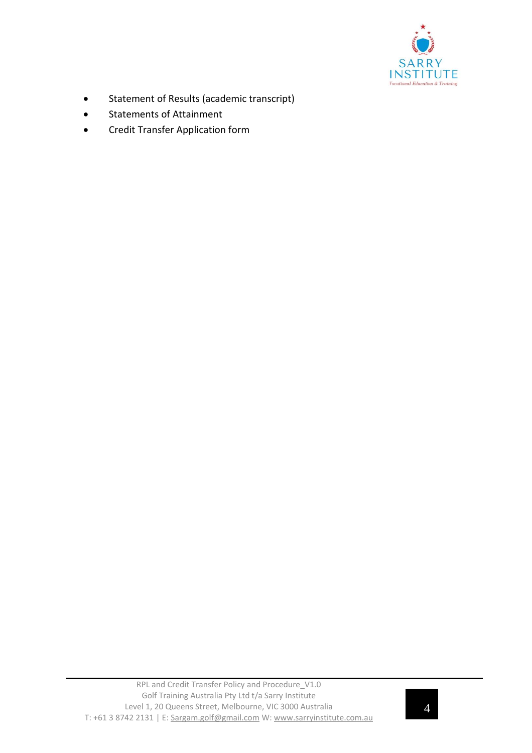- Statement of Results (academic transcript)
- Statements of Attainment
- Credit Transfer Application form